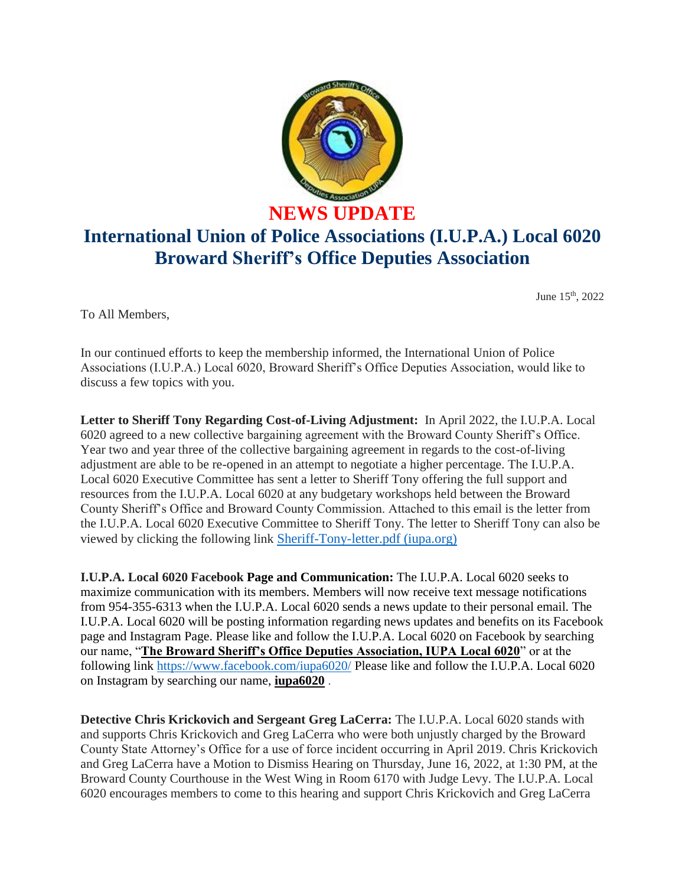# NEWS UPDATE

## International Union of Police Associations (I.U.P.A.) Local 6020 Broward Sheriff's Office Deputies Association

June 15th, 2022

To All Members,

In our continued efforts to keep the membership informed, the International Union of Police Associations (I.U.P.A.) Local 6020, Broward Sheriff's Office Deputies Association, would like to discuss a few topics with you.

**Letter to Sheriff Tony Regarding Cost-of-Living Adjustment:** In April 2022, the I.U.P.A. Local 6020 agreed to a new collective bargaining agreement with the Broward County Sheriff's Office. Year two and year three of the collective bargaining agreement in regards to the cost-of-living adjustment are able to be re-opened in an attempt to negotiate a higher percentage. The I.U.P.A. Local 6020 Executive Committee has sent a letter to Sheriff Tony offering the full support and resources from the I.U.P.A. Local 6020 at any budgetary workshops held between the Broward County Sheriff's Office and Broward County Commission. Attached to this email is the letter from the I.U.P.A. Local 6020 Executive Committee to Sheriff Tony. The letter to Sheriff Tony can also be viewed by clicking the following link Sheriff-Tony-letter.pdf (iupa.org)

**I.U.P.A. Local 6020 Facebook Page and Communication:** The I.U.P.A. Local 6020 seeks to maximize communication with its members. Members will now receive text message notifications from 954-355-6313 when the I.U.P.A. Local 6020 sends a news update to their personal email. The I.U.P.A. Local 6020 will be posting information regarding news updates and benefits on its Facebook page and Instagram Page. Please like and follow the I.U.P.A. Local 6020 on Facebook by searching our name, "**The Broward Sheriff's Office Deputies Association, IUPA Local 6020**" or at the following link https://www.facebook.com/iupa6020/ Please like and follow the I.U.P.A. Local 6020 on Instagram by searching our name, **iupa6020** .

**Detective Chris Krickovich and Sergeant Greg LaCerra:** The I.U.P.A. Local 6020 stands with and supports Chris Krickovich and Greg LaCerra who were both unjustly charged by the Broward County State Attorney's Office for a use of force incident occurring in April 2019. Chris Krickovich and Greg LaCerra have a Motion to Dismiss Hearing on Thursday, June 16, 2022, at 1:30 PM, at the Broward County Courthouse in the West Wing in Room 6170 with Judge Levy. The I.U.P.A. Local 6020 encourages members to come to this hearing and support Chris Krickovich and Greg LaCerra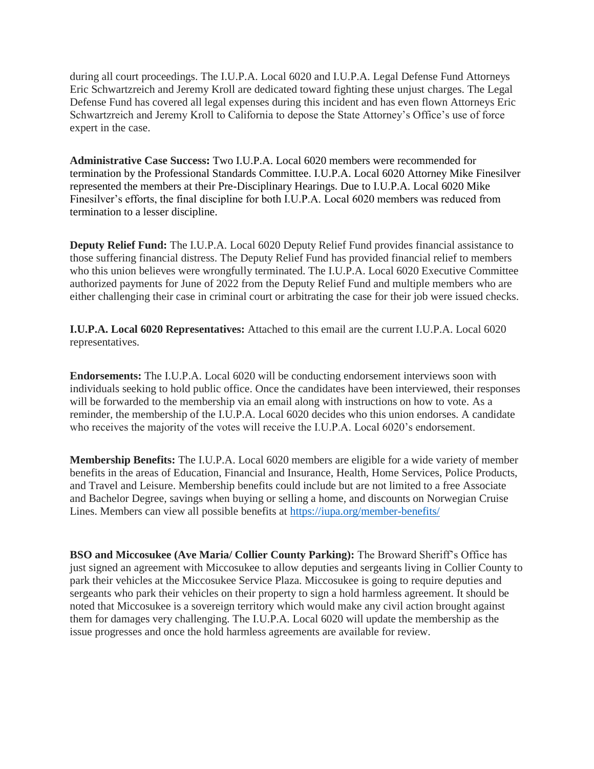during all court proceedings. The I.U.P.A. Local 6020 and I.U.P.A. Legal Defense Fund Attorneys Eric Schwartzreich and Jeremy Kroll are dedicated toward fighting these unjust charges. The Legal Defense Fund has covered all legal expenses during this incident and has even flown Attorneys Eric Schwartzreich and Jeremy Kroll to California to depose the State Attorney's Office's use of force expert in the case.

**Administrative Case Success:** Two I.U.P.A. Local 6020 members were recommended for termination by the Professional Standards Committee. I.U.P.A. Local 6020 Attorney Mike Finesilver represented the members at their Pre-Disciplinary Hearings. Due to I.U.P.A. Local 6020 Mike Finesilver's efforts, the final discipline for both I.U.P.A. Local 6020 members was reduced from termination to a lesser discipline.

**Deputy Relief Fund:** The I.U.P.A. Local 6020 Deputy Relief Fund provides financial assistance to those suffering financial distress. The Deputy Relief Fund has provided financial relief to members who this union believes were wrongfully terminated. The I.U.P.A. Local 6020 Executive Committee authorized payments for June of 2022 from the Deputy Relief Fund and multiple members who are either challenging their case in criminal court or arbitrating the case for their job were issued checks.

**I.U.P.A. Local 6020 Representatives:** Attached to this email are the current I.U.P.A. Local 6020 representatives.

**Endorsements:** The I.U.P.A. Local 6020 will be conducting endorsement interviews soon with individuals seeking to hold public office. Once the candidates have been interviewed, their responses will be forwarded to the membership via an email along with instructions on how to vote. As a reminder, the membership of the I.U.P.A. Local 6020 decides who this union endorses. A candidate who receives the majority of the votes will receive the I.U.P.A. Local 6020's endorsement.

**Membership Benefits:** The I.U.P.A. Local 6020 members are eligible for a wide variety of member benefits in the areas of Education, Financial and Insurance, Health, Home Services, Police Products, and Travel and Leisure. Membership benefits could include but are not limited to a free Associate and Bachelor Degree, savings when buying or selling a home, and discounts on Norwegian Cruise Lines. Members can view all possible benefits at https://iupa.org/member-benefits/

**BSO and Miccosukee (Ave Maria/ Collier County Parking):** The Broward Sheriff's Office has just signed an agreement with Miccosukee to allow deputies and sergeants living in Collier County to park their vehicles at the Miccosukee Service Plaza. Miccosukee is going to require deputies and sergeants who park their vehicles on their property to sign a hold harmless agreement. It should be noted that Miccosukee is a sovereign territory which would make any civil action brought against them for damages very challenging. The I.U.P.A. Local 6020 will update the membership as the issue progresses and once the hold harmless agreements are available for review.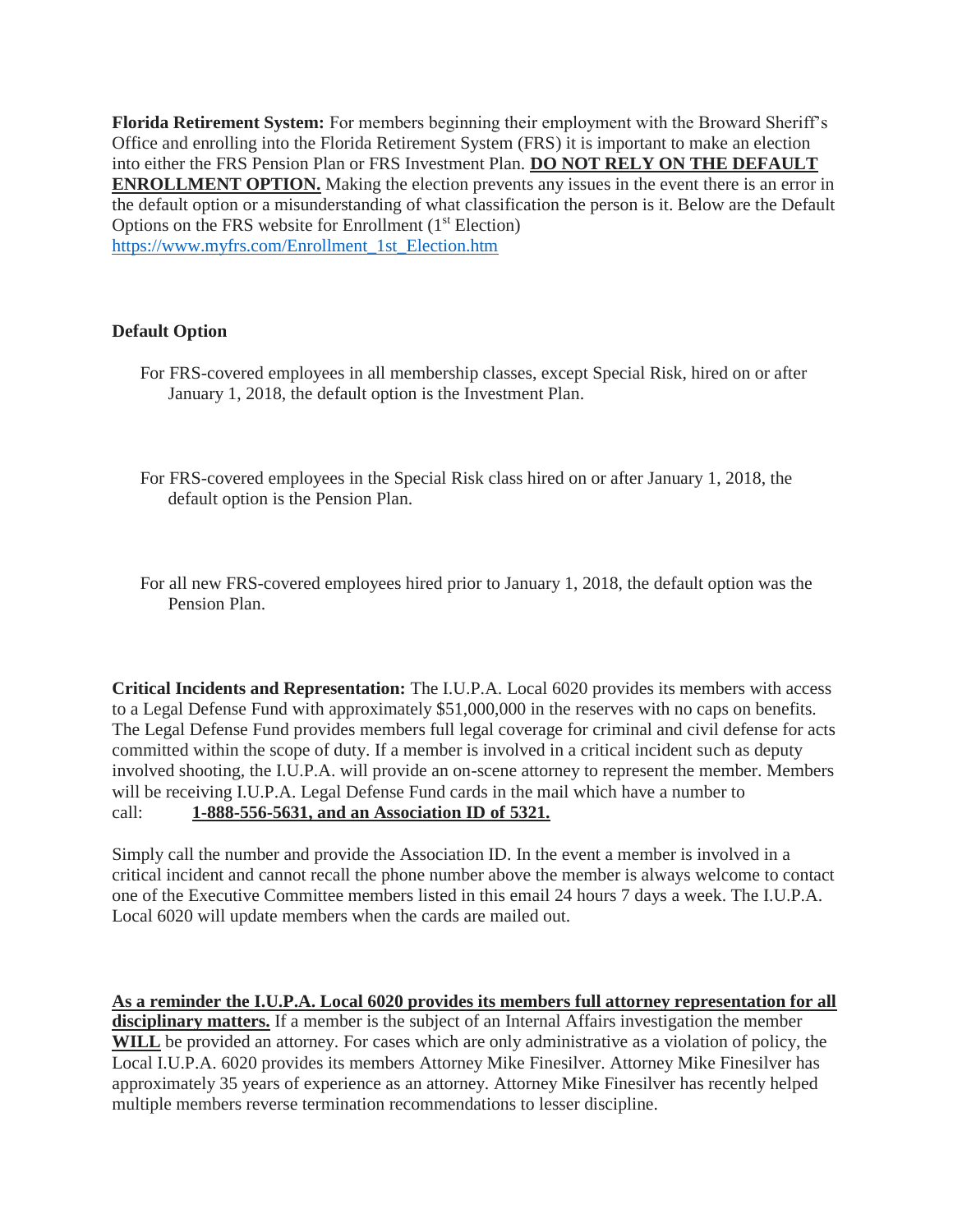**Florida Retirement System:** For members beginning their employment with the Broward Sheriff's Office and enrolling into the Florida Retirement System (FRS) it is important to make an election into either the FRS Pension Plan or FRS Investment Plan. **DO NOT RELY ON THE DEFAULT ENROLLMENT OPTION.** Making the election prevents any issues in the event there is an error in the default option or a misunderstanding of what classification the person is it. Below are the Default Options on the FRS website for Enrollment (1st Election) https://www.myfrs.com/Enrollment_1st_Election.htm

**Default Option**

For FRS-covered employees in all membership classes, except Special Risk, hired on or after January 1, 2018, the default option is the Investment Plan.

For FRS-covered employees in the Special Risk class hired on or after January 1, 2018, the default option is the Pension Plan.

For all new FRS-covered employees hired prior to January 1, 2018, the default option was the Pension Plan.

**Critical Incidents and Representation:** The I.U.P.A. Local 6020 provides its members with access to a Legal Defense Fund with approximately $51,000,000 in the reserves with no caps on benefits. The Legal Defense Fund provides members full legal coverage for criminal and civil defense for acts committed within the scope of duty. If a member is involved in a critical incident such as deputy involved shooting, the I.U.P.A. will provide an on-scene attorney to represent the member. Members will be receiving I.U.P.A. Legal Defense Fund cards in the mail which have a number to call: **1-888-556-5631, and an Association ID of 5321.**

Simply call the number and provide the Association ID. In the event a member is involved in a critical incident and cannot recall the phone number above the member is always welcome to contact one of the Executive Committee members listed in this email 24 hours 7 days a week. The I.U.P.A. Local 6020 will update members when the cards are mailed out.

**As a reminder the I.U.P.A. Local 6020 provides its members full attorney representation for all disciplinary matters.** If a member is the subject of an Internal Affairs investigation the member **WILL** be provided an attorney. For cases which are only administrative as a violation of policy, the Local I.U.P.A. 6020 provides its members Attorney Mike Finesilver. Attorney Mike Finesilver has approximately 35 years of experience as an attorney. Attorney Mike Finesilver has recently helped multiple members reverse termination recommendations to lesser discipline.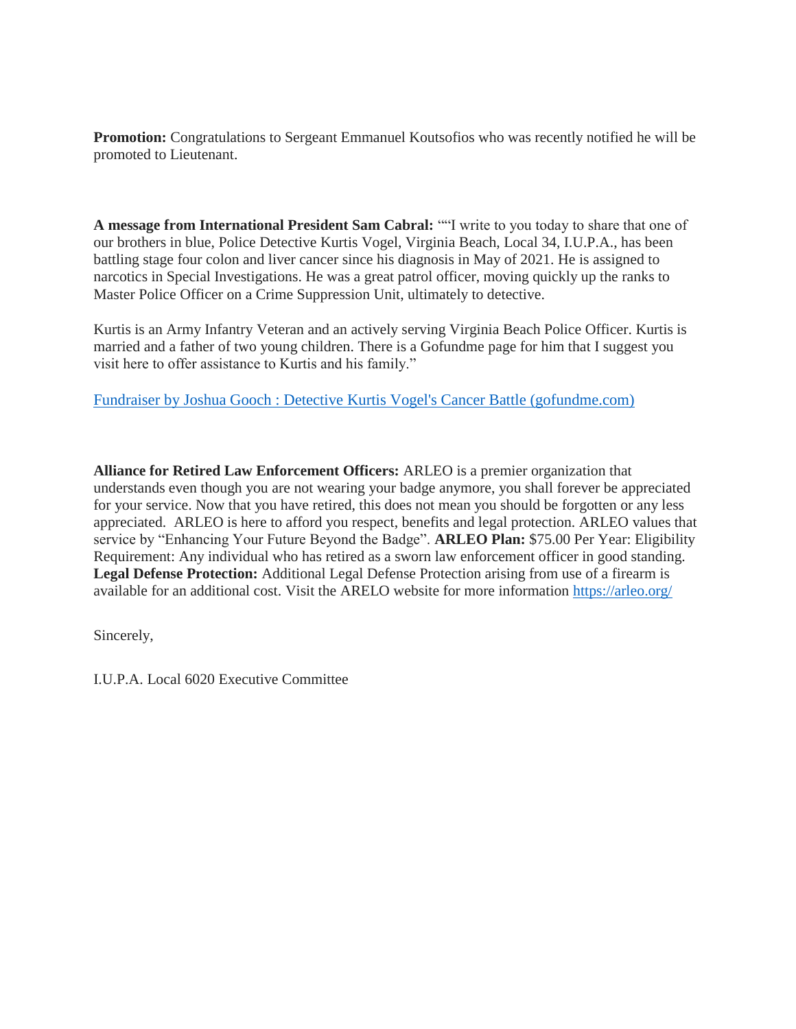**Promotion:** Congratulations to Sergeant Emmanuel Koutsofios who was recently notified he will be promoted to Lieutenant.

**A message from International President Sam Cabral:** ""I write to you today to share that one of our brothers in blue, Police Detective Kurtis Vogel, Virginia Beach, Local 34, I.U.P.A., has been battling stage four colon and liver cancer since his diagnosis in May of 2021. He is assigned to narcotics in Special Investigations. He was a great patrol officer, moving quickly up the ranks to Master Police Officer on a Crime Suppression Unit, ultimately to detective.

Kurtis is an Army Infantry Veteran and an actively serving Virginia Beach Police Officer. Kurtis is married and a father of two young children. There is a Gofundme page for him that I suggest you visit here to offer assistance to Kurtis and his family."

[Fundraiser by Joshua Gooch : Detective Kurtis Vogel's Cancer Battle (gofundme.com)]

**Alliance for Retired Law Enforcement Officers:** ARLEO is a premier organization that understands even though you are not wearing your badge anymore, you shall forever be appreciated for your service. Now that you have retired, this does not mean you should be forgotten or any less appreciated. ARLEO is here to afford you respect, benefits and legal protection. ARLEO values that service by "Enhancing Your Future Beyond the Badge". **ARLEO Plan:** $75.00 Per Year: Eligibility Requirement: Any individual who has retired as a sworn law enforcement officer in good standing. **Legal Defense Protection:** Additional Legal Defense Protection arising from use of a firearm is available for an additional cost. Visit the ARELO website for more information https://arleo.org/

Sincerely,

I.U.P.A. Local 6020 Executive Committee